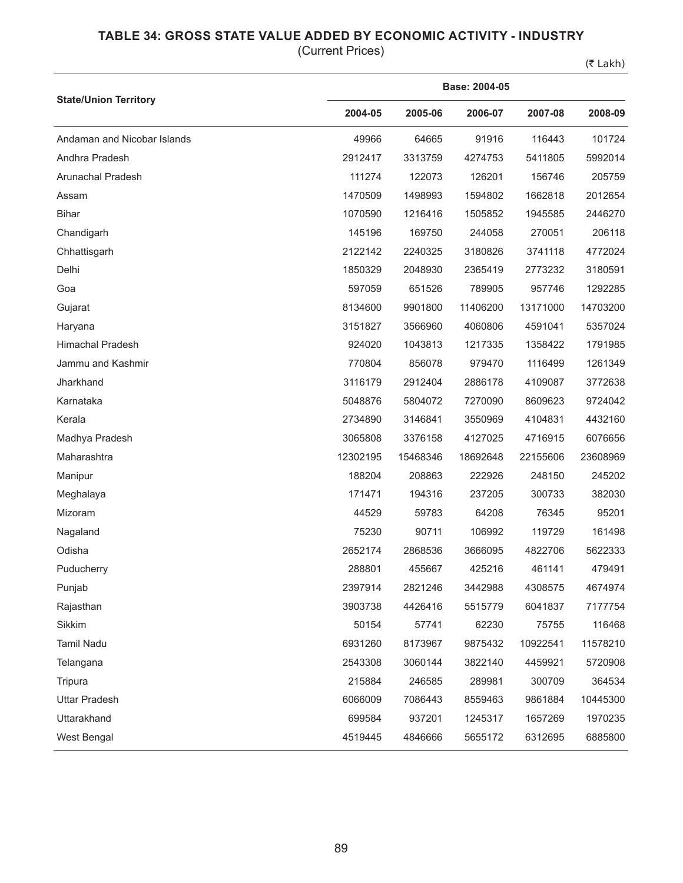## TABLE 34: GROSS STATE VALUE ADDED BY ECONOMIC ACTIVITY - INDUSTRY

(Current Prices)

(₹ Lakh)

| State/Union Territory | Base: 2004-05 | | | | |
|---|---|---|---|---|---|
| | 2004-05 | 2005-06 | 2006-07 | 2007-08 | 2008-09 |
| Andaman and Nicobar Islands | 49966 | 64665 | 91916 | 116443 | 101724 |
| Andhra Pradesh | 2912417 | 3313759 | 4274753 | 5411805 | 5992014 |
| Arunachal Pradesh | 111274 | 122073 | 126201 | 156746 | 205759 |
| Assam | 1470509 | 1498993 | 1594802 | 1662818 | 2012654 |
| Bihar | 1070590 | 1216416 | 1505852 | 1945585 | 2446270 |
| Chandigarh | 145196 | 169750 | 244058 | 270051 | 206118 |
| Chhattisgarh | 2122142 | 2240325 | 3180826 | 3741118 | 4772024 |
| Delhi | 1850329 | 2048930 | 2365419 | 2773232 | 3180591 |
| Goa | 597059 | 651526 | 789905 | 957746 | 1292285 |
| Gujarat | 8134600 | 9901800 | 11406200 | 13171000 | 14703200 |
| Haryana | 3151827 | 3566960 | 4060806 | 4591041 | 5357024 |
| Himachal Pradesh | 924020 | 1043813 | 1217335 | 1358422 | 1791985 |
| Jammu and Kashmir | 770804 | 856078 | 979470 | 1116499 | 1261349 |
| Jharkhand | 3116179 | 2912404 | 2886178 | 4109087 | 3772638 |
| Karnataka | 5048876 | 5804072 | 7270090 | 8609623 | 9724042 |
| Kerala | 2734890 | 3146841 | 3550969 | 4104831 | 4432160 |
| Madhya Pradesh | 3065808 | 3376158 | 4127025 | 4716915 | 6076656 |
| Maharashtra | 12302195 | 15468346 | 18692648 | 22155606 | 23608969 |
| Manipur | 188204 | 208863 | 222926 | 248150 | 245202 |
| Meghalaya | 171471 | 194316 | 237205 | 300733 | 382030 |
| Mizoram | 44529 | 59783 | 64208 | 76345 | 95201 |
| Nagaland | 75230 | 90711 | 106992 | 119729 | 161498 |
| Odisha | 2652174 | 2868536 | 3666095 | 4822706 | 5622333 |
| Puducherry | 288801 | 455667 | 425216 | 461141 | 479491 |
| Punjab | 2397914 | 2821246 | 3442988 | 4308575 | 4674974 |
| Rajasthan | 3903738 | 4426416 | 5515779 | 6041837 | 7177754 |
| Sikkim | 50154 | 57741 | 62230 | 75755 | 116468 |
| Tamil Nadu | 6931260 | 8173967 | 9875432 | 10922541 | 11578210 |
| Telangana | 2543308 | 3060144 | 3822140 | 4459921 | 5720908 |
| Tripura | 215884 | 246585 | 289981 | 300709 | 364534 |
| Uttar Pradesh | 6066009 | 7086443 | 8559463 | 9861884 | 10445300 |
| Uttarakhand | 699584 | 937201 | 1245317 | 1657269 | 1970235 |
| West Bengal | 4519445 | 4846666 | 5655172 | 6312695 | 6885800 |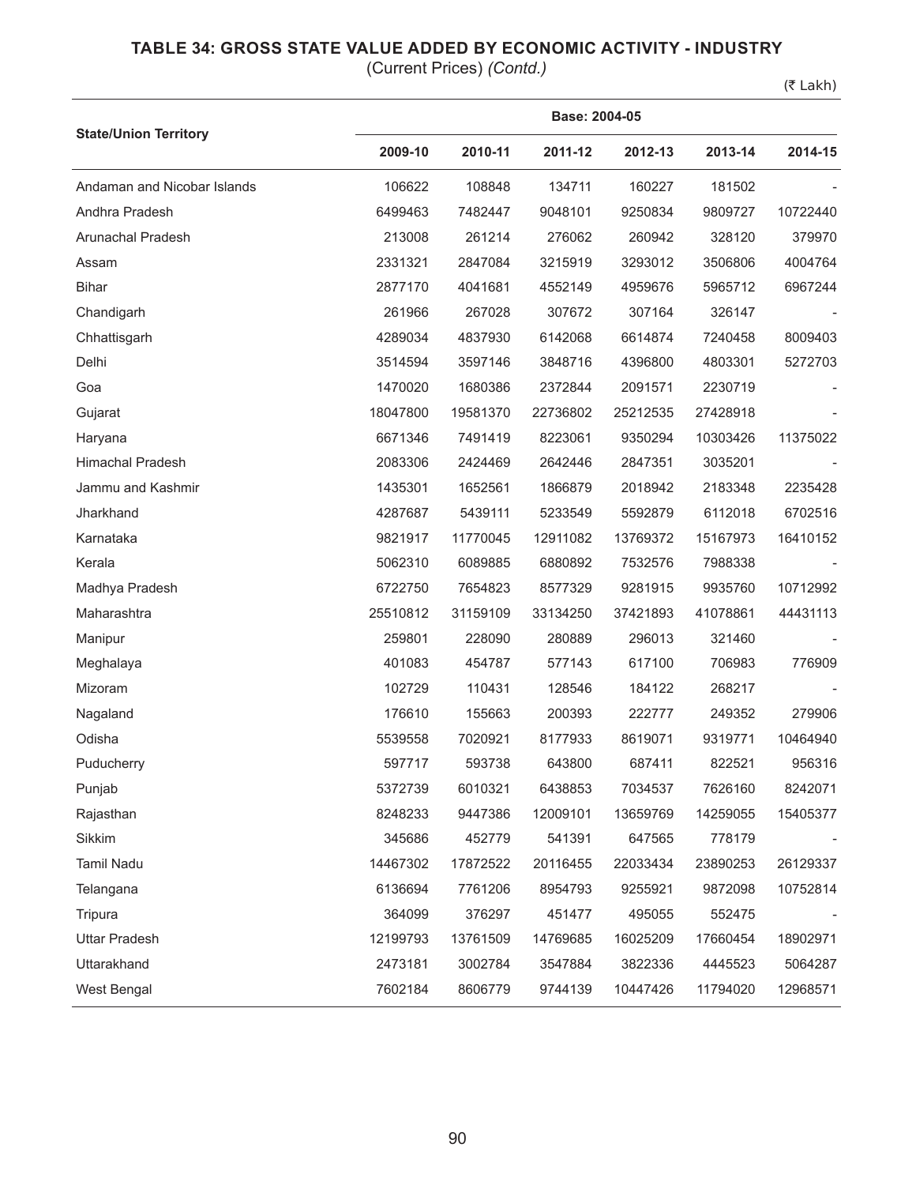# TABLE 34: GROSS STATE VALUE ADDED BY ECONOMIC ACTIVITY - INDUSTRY

(Current Prices) *(Contd.)*

(₹ Lakh)

| State/Union Territory | Base: 2004-05 | | | | | |
|---|---|---|---|---|---|---|
| | 2009-10 | 2010-11 | 2011-12 | 2012-13 | 2013-14 | 2014-15 |
| Andaman and Nicobar Islands | 106622 | 108848 | 134711 | 160227 | 181502 | - |
| Andhra Pradesh | 6499463 | 7482447 | 9048101 | 9250834 | 9809727 | 10722440 |
| Arunachal Pradesh | 213008 | 261214 | 276062 | 260942 | 328120 | 379970 |
| Assam | 2331321 | 2847084 | 3215919 | 3293012 | 3506806 | 4004764 |
| Bihar | 2877170 | 4041681 | 4552149 | 4959676 | 5965712 | 6967244 |
| Chandigarh | 261966 | 267028 | 307672 | 307164 | 326147 | - |
| Chhattisgarh | 4289034 | 4837930 | 6142068 | 6614874 | 7240458 | 8009403 |
| Delhi | 3514594 | 3597146 | 3848716 | 4396800 | 4803301 | 5272703 |
| Goa | 1470020 | 1680386 | 2372844 | 2091571 | 2230719 | - |
| Gujarat | 18047800 | 19581370 | 22736802 | 25212535 | 27428918 | - |
| Haryana | 6671346 | 7491419 | 8223061 | 9350294 | 10303426 | 11375022 |
| Himachal Pradesh | 2083306 | 2424469 | 2642446 | 2847351 | 3035201 | - |
| Jammu and Kashmir | 1435301 | 1652561 | 1866879 | 2018942 | 2183348 | 2235428 |
| Jharkhand | 4287687 | 5439111 | 5233549 | 5592879 | 6112018 | 6702516 |
| Karnataka | 9821917 | 11770045 | 12911082 | 13769372 | 15167973 | 16410152 |
| Kerala | 5062310 | 6089885 | 6880892 | 7532576 | 7988338 | - |
| Madhya Pradesh | 6722750 | 7654823 | 8577329 | 9281915 | 9935760 | 10712992 |
| Maharashtra | 25510812 | 31159109 | 33134250 | 37421893 | 41078861 | 44431113 |
| Manipur | 259801 | 228090 | 280889 | 296013 | 321460 | - |
| Meghalaya | 401083 | 454787 | 577143 | 617100 | 706983 | 776909 |
| Mizoram | 102729 | 110431 | 128546 | 184122 | 268217 | - |
| Nagaland | 176610 | 155663 | 200393 | 222777 | 249352 | 279906 |
| Odisha | 5539558 | 7020921 | 8177933 | 8619071 | 9319771 | 10464940 |
| Puducherry | 597717 | 593738 | 643800 | 687411 | 822521 | 956316 |
| Punjab | 5372739 | 6010321 | 6438853 | 7034537 | 7626160 | 8242071 |
| Rajasthan | 8248233 | 9447386 | 12009101 | 13659769 | 14259055 | 15405377 |
| Sikkim | 345686 | 452779 | 541391 | 647565 | 778179 | - |
| Tamil Nadu | 14467302 | 17872522 | 20116455 | 22033434 | 23890253 | 26129337 |
| Telangana | 6136694 | 7761206 | 8954793 | 9255921 | 9872098 | 10752814 |
| Tripura | 364099 | 376297 | 451477 | 495055 | 552475 | - |
| Uttar Pradesh | 12199793 | 13761509 | 14769685 | 16025209 | 17660454 | 18902971 |
| Uttarakhand | 2473181 | 3002784 | 3547884 | 3822336 | 4445523 | 5064287 |
| West Bengal | 7602184 | 8606779 | 9744139 | 10447426 | 11794020 | 12968571 |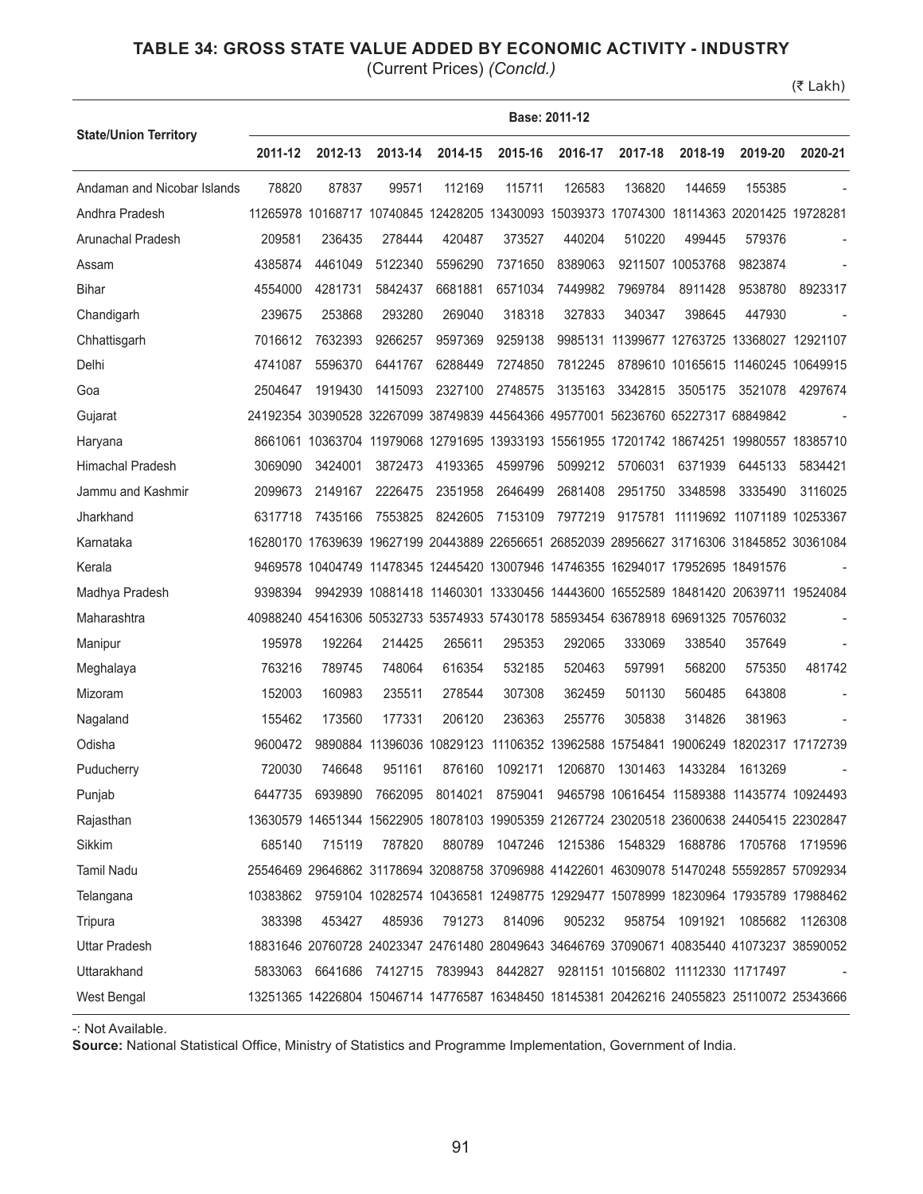# TABLE 34: GROSS STATE VALUE ADDED BY ECONOMIC ACTIVITY - INDUSTRY

(Current Prices) *(Concld.)*

(₹ Lakh)

| State/Union Territory | Base: 2011-12 | | | | | | | | | |
|---|---|---|---|---|---|---|---|---|---|---|
| | 2011-12 | 2012-13 | 2013-14 | 2014-15 | 2015-16 | 2016-17 | 2017-18 | 2018-19 | 2019-20 | 2020-21 |
| Andaman and Nicobar Islands | 78820 | 87837 | 99571 | 112169 | 115711 | 126583 | 136820 | 144659 | 155385 | - |
| Andhra Pradesh | 11265978 | 10168717 | 10740845 | 12428205 | 13430093 | 15039373 | 17074300 | 18114363 | 20201425 | 19728281 |
| Arunachal Pradesh | 209581 | 236435 | 278444 | 420487 | 373527 | 440204 | 510220 | 499445 | 579376 | - |
| Assam | 4385874 | 4461049 | 5122340 | 5596290 | 7371650 | 8389063 | 9211507 | 10053768 | 9823874 | - |
| Bihar | 4554000 | 4281731 | 5842437 | 6681881 | 6571034 | 7449982 | 7969784 | 8911428 | 9538780 | 8923317 |
| Chandigarh | 239675 | 253868 | 293280 | 269040 | 318318 | 327833 | 340347 | 398645 | 447930 | - |
| Chhattisgarh | 7016612 | 7632393 | 9266257 | 9597369 | 9259138 | 9985131 | 11399677 | 12763725 | 13368027 | 12921107 |
| Delhi | 4741087 | 5596370 | 6441767 | 6288449 | 7274850 | 7812245 | 8789610 | 10165615 | 11460245 | 10649915 |
| Goa | 2504647 | 1919430 | 1415093 | 2327100 | 2748575 | 3135163 | 3342815 | 3505175 | 3521078 | 4297674 |
| Gujarat | 24192354 | 30390528 | 32267099 | 38749839 | 44564366 | 49577001 | 56236760 | 65227317 | 68849842 | - |
| Haryana | 8661061 | 10363704 | 11979068 | 12791695 | 13933193 | 15561955 | 17201742 | 18674251 | 19980557 | 18385710 |
| Himachal Pradesh | 3069090 | 3424001 | 3872473 | 4193365 | 4599796 | 5099212 | 5706031 | 6371939 | 6445133 | 5834421 |
| Jammu and Kashmir | 2099673 | 2149167 | 2226475 | 2351958 | 2646499 | 2681408 | 2951750 | 3348598 | 3335490 | 3116025 |
| Jharkhand | 6317718 | 7435166 | 7553825 | 8242605 | 7153109 | 7977219 | 9175781 | 11119692 | 11071189 | 10253367 |
| Karnataka | 16280170 | 17639639 | 19627199 | 20443889 | 22656651 | 26852039 | 28956627 | 31716306 | 31845852 | 30361084 |
| Kerala | 9469578 | 10404749 | 11478345 | 12445420 | 13007946 | 14746355 | 16294017 | 17952695 | 18491576 | - |
| Madhya Pradesh | 9398394 | 9942939 | 10881418 | 11460301 | 13330456 | 14443600 | 16552589 | 18481420 | 20639711 | 19524084 |
| Maharashtra | 40988240 | 45416306 | 50532733 | 53574933 | 57430178 | 58593454 | 63678918 | 69691325 | 70576032 | - |
| Manipur | 195978 | 192264 | 214425 | 265611 | 295353 | 292065 | 333069 | 338540 | 357649 | - |
| Meghalaya | 763216 | 789745 | 748064 | 616354 | 532185 | 520463 | 597991 | 568200 | 575350 | 481742 |
| Mizoram | 152003 | 160983 | 235511 | 278544 | 307308 | 362459 | 501130 | 560485 | 643808 | - |
| Nagaland | 155462 | 173560 | 177331 | 206120 | 236363 | 255776 | 305838 | 314826 | 381963 | - |
| Odisha | 9600472 | 9890884 | 11396036 | 10829123 | 11106352 | 13962588 | 15754841 | 19006249 | 18202317 | 17172739 |
| Puducherry | 720030 | 746648 | 951161 | 876160 | 1092171 | 1206870 | 1301463 | 1433284 | 1613269 | - |
| Punjab | 6447735 | 6939890 | 7662095 | 8014021 | 8759041 | 9465798 | 10616454 | 11589388 | 11435774 | 10924493 |
| Rajasthan | 13630579 | 14651344 | 15622905 | 18078103 | 19905359 | 21267724 | 23020518 | 23600638 | 24405415 | 22302847 |
| Sikkim | 685140 | 715119 | 787820 | 880789 | 1047246 | 1215386 | 1548329 | 1688786 | 1705768 | 1719596 |
| Tamil Nadu | 25546469 | 29646862 | 31178694 | 32088758 | 37096988 | 41422601 | 46309078 | 51470248 | 55592857 | 57092934 |
| Telangana | 10383862 | 9759104 | 10282574 | 10436581 | 12498775 | 12929477 | 15078999 | 18230964 | 17935789 | 17988462 |
| Tripura | 383398 | 453427 | 485936 | 791273 | 814096 | 905232 | 958754 | 1091921 | 1085682 | 1126308 |
| Uttar Pradesh | 18831646 | 20760728 | 24023347 | 24761480 | 28049643 | 34646769 | 37090671 | 40835440 | 41073237 | 38590052 |
| Uttarakhand | 5833063 | 6641686 | 7412715 | 7839943 | 8442827 | 9281151 | 10156802 | 11112330 | 11717497 | - |
| West Bengal | 13251365 | 14226804 | 15046714 | 14776587 | 16348450 | 18145381 | 20426216 | 24055823 | 25110072 | 25343666 |

-: Not Available.

**Source:** National Statistical Office, Ministry of Statistics and Programme Implementation, Government of India.